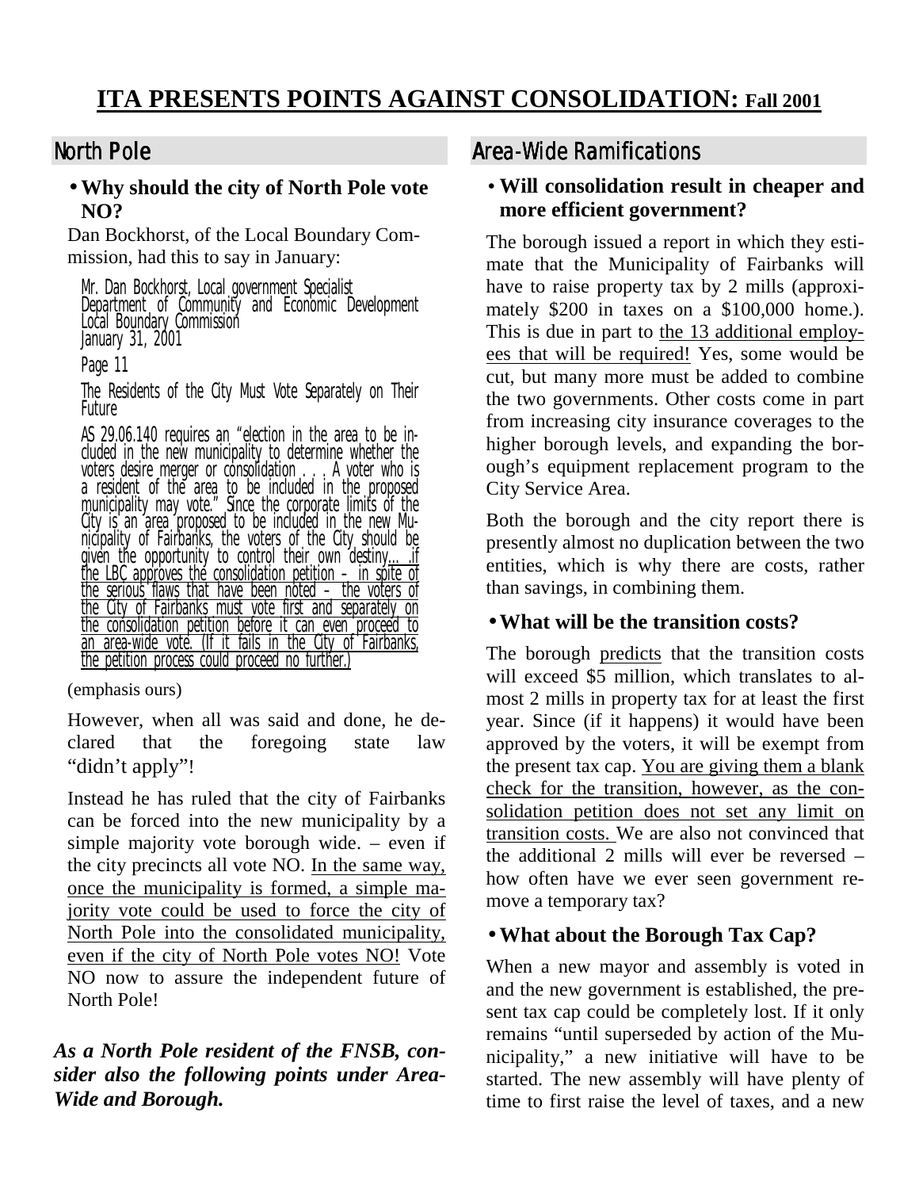# ITA PRESENTS POINTS AGAINST CONSOLIDATION: Fall 2001

## North Pole

- **Why should the city of North Pole vote NO?**

Dan Bockhorst, of the Local Boundary Commission, had this to say in January:

> Mr. Dan Bockhorst, Local government Specialist
> Department of Community and Economic Development
> Local Boundary Commission
> January 31, 2001
>
> Page 11
>
> The Residents of the City Must Vote Separately on Their Future
>
> AS 29.06.140 requires an "election in the area to be included in the new municipality to determine whether the voters desire merger or consolidation . . . A voter who is a resident of the area to be included in the proposed municipality may vote." Since the corporate limits of the City is an area proposed to be included in the new Municipality of Fairbanks, the voters of the City should be given the opportunity to control their own destiny.... <u>if the LBC approves the consolidation petition – in spite of the serious flaws that have been noted – the voters of the City of Fairbanks must vote first and separately on the consolidation petition before it can even proceed to an area-wide vote. (If it fails in the City of Fairbanks, the petition process could proceed no further.)</u>

(emphasis ours)

However, when all was said and done, he declared that the foregoing state law "didn't apply"!

Instead he has ruled that the city of Fairbanks can be forced into the new municipality by a simple majority vote borough wide. – even if the city precincts all vote NO. <u>In the same way, once the municipality is formed, a simple majority vote could be used to force the city of North Pole into the consolidated municipality, even if the city of North Pole votes NO!</u> Vote NO now to assure the independent future of North Pole!

***As a North Pole resident of the FNSB, consider also the following points under Area-Wide and Borough.***

## Area-Wide Ramifications

- **Will consolidation result in cheaper and more efficient government?**

The borough issued a report in which they estimate that the Municipality of Fairbanks will have to raise property tax by 2 mills (approximately $200 in taxes on a $100,000 home.). This is due in part to <u>the 13 additional employees that will be required!</u> Yes, some would be cut, but many more must be added to combine the two governments. Other costs come in part from increasing city insurance coverages to the higher borough levels, and expanding the borough's equipment replacement program to the City Service Area.

Both the borough and the city report there is presently almost no duplication between the two entities, which is why there are costs, rather than savings, in combining them.

- **What will be the transition costs?**

The borough <u>predicts</u> that the transition costs will exceed $5 million, which translates to almost 2 mills in property tax for at least the first year. Since (if it happens) it would have been approved by the voters, it will be exempt from the present tax cap. <u>You are giving them a blank check for the transition, however, as the consolidation petition does not set any limit on transition costs.</u> We are also not convinced that the additional 2 mills will ever be reversed – how often have we ever seen government remove a temporary tax?

- **What about the Borough Tax Cap?**

When a new mayor and assembly is voted in and the new government is established, the present tax cap could be completely lost. If it only remains "until superseded by action of the Municipality," a new initiative will have to be started. The new assembly will have plenty of time to first raise the level of taxes, and a new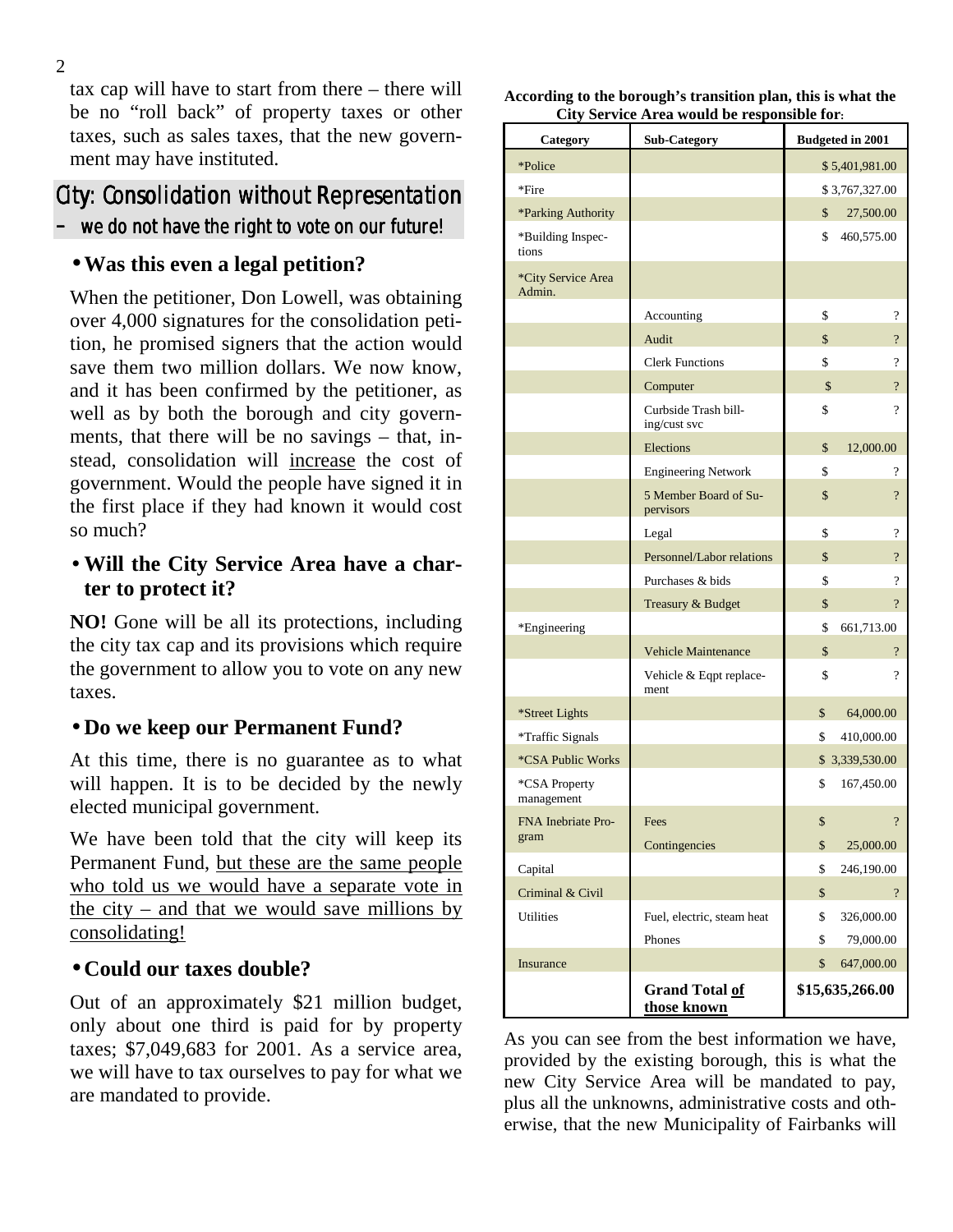tax cap will have to start from there – there will be no "roll back" of property taxes or other taxes, such as sales taxes, that the new government may have instituted.

## City: Consolidation without Representation – we do not have the right to vote on our future!

### • Was this even a legal petition?

When the petitioner, Don Lowell, was obtaining over 4,000 signatures for the consolidation petition, he promised signers that the action would save them two million dollars. We now know, and it has been confirmed by the petitioner, as well as by both the borough and city governments, that there will be no savings – that, instead, consolidation will increase the cost of government. Would the people have signed it in the first place if they had known it would cost so much?

### • Will the City Service Area have a charter to protect it?

**NO!** Gone will be all its protections, including the city tax cap and its provisions which require the government to allow you to vote on any new taxes.

### • Do we keep our Permanent Fund?

At this time, there is no guarantee as to what will happen. It is to be decided by the newly elected municipal government.

We have been told that the city will keep its Permanent Fund, but these are the same people who told us we would have a separate vote in the city – and that we would save millions by consolidating!

### • Could our taxes double?

Out of an approximately $21 million budget, only about one third is paid for by property taxes; $7,049,683 for 2001. As a service area, we will have to tax ourselves to pay for what we are mandated to provide.

**According to the borough's transition plan, this is what the City Service Area would be responsible for:**

| Category | Sub-Category | Budgeted in 2001 |
|---|---|---|
| *Police | | $ 5,401,981.00 |
| *Fire | | $ 3,767,327.00 |
| *Parking Authority | | $ 27,500.00 |
| *Building Inspections | | $ 460,575.00 |
| *City Service Area Admin. | | |
| | Accounting | $ ? |
| | Audit | $ ? |
| | Clerk Functions | $ ? |
| | Computer | $ ? |
| | Curbside Trash billing/cust svc | $ ? |
| | Elections | $ 12,000.00 |
| | Engineering Network | $ ? |
| | 5 Member Board of Supervisors | $ ? |
| | Legal | $ ? |
| | Personnel/Labor relations | $ ? |
| | Purchases & bids | $ ? |
| | Treasury & Budget | $ ? |
| *Engineering | | $ 661,713.00 |
| | Vehicle Maintenance | $ ? |
| | Vehicle & Eqpt replacement | $ ? |
| *Street Lights | | $ 64,000.00 |
| *Traffic Signals | | $ 410,000.00 |
| *CSA Public Works | | $ 3,339,530.00 |
| *CSA Property management | | $ 167,450.00 |
| FNA Inebriate Program | Fees | $ ? |
| | Contingencies | $ 25,000.00 |
| Capital | | $ 246,190.00 |
| Criminal & Civil | | $ ? |
| Utilities | Fuel, electric, steam heat | $ 326,000.00 |
| | Phones | $ 79,000.00 |
| Insurance | | $ 647,000.00 |
| | **Grand Total of those known** | **$15,635,266.00** |

As you can see from the best information we have, provided by the existing borough, this is what the new City Service Area will be mandated to pay, plus all the unknowns, administrative costs and otherwise, that the new Municipality of Fairbanks will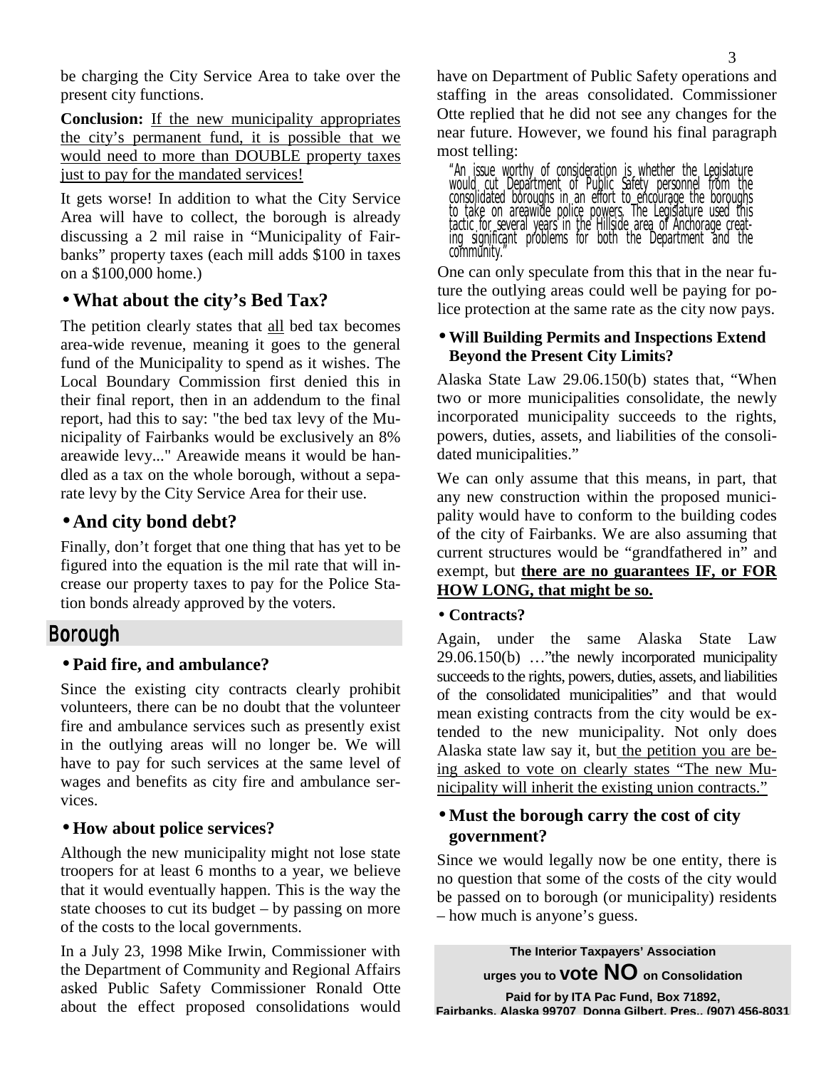be charging the City Service Area to take over the present city functions.

**Conclusion:** If the new municipality appropriates the city's permanent fund, it is possible that we would need to more than DOUBLE property taxes just to pay for the mandated services!

It gets worse! In addition to what the City Service Area will have to collect, the borough is already discussing a 2 mil raise in "Municipality of Fairbanks" property taxes (each mill adds $100 in taxes on a $100,000 home.)

### • What about the city's Bed Tax?

The petition clearly states that all bed tax becomes area-wide revenue, meaning it goes to the general fund of the Municipality to spend as it wishes. The Local Boundary Commission first denied this in their final report, then in an addendum to the final report, had this to say: "the bed tax levy of the Municipality of Fairbanks would be exclusively an 8% areawide levy..." Areawide means it would be handled as a tax on the whole borough, without a separate levy by the City Service Area for their use.

### • And city bond debt?

Finally, don't forget that one thing that has yet to be figured into the equation is the mil rate that will increase our property taxes to pay for the Police Station bonds already approved by the voters.

## Borough

### • Paid fire, and ambulance?

Since the existing city contracts clearly prohibit volunteers, there can be no doubt that the volunteer fire and ambulance services such as presently exist in the outlying areas will no longer be. We will have to pay for such services at the same level of wages and benefits as city fire and ambulance services.

### • How about police services?

Although the new municipality might not lose state troopers for at least 6 months to a year, we believe that it would eventually happen. This is the way the state chooses to cut its budget – by passing on more of the costs to the local governments.

In a July 23, 1998 Mike Irwin, Commissioner with the Department of Community and Regional Affairs asked Public Safety Commissioner Ronald Otte about the effect proposed consolidations would have on Department of Public Safety operations and staffing in the areas consolidated. Commissioner Otte replied that he did not see any changes for the near future. However, we found his final paragraph most telling:

> "An issue worthy of consideration is whether the Legislature would cut Department of Public Safety personnel from the consolidated boroughs in an effort to encourage the boroughs to take on areawide police powers. The Legislature used this tactic for several years in the Hillside area of Anchorage creating significant problems for both the Department and the community."

One can only speculate from this that in the near future the outlying areas could well be paying for police protection at the same rate as the city now pays.

### • Will Building Permits and Inspections Extend Beyond the Present City Limits?

Alaska State Law 29.06.150(b) states that, "When two or more municipalities consolidate, the newly incorporated municipality succeeds to the rights, powers, duties, assets, and liabilities of the consolidated municipalities."

We can only assume that this means, in part, that any new construction within the proposed municipality would have to conform to the building codes of the city of Fairbanks. We are also assuming that current structures would be "grandfathered in" and exempt, but **there are no guarantees IF, or FOR HOW LONG, that might be so.**

### • Contracts?

Again, under the same Alaska State Law 29.06.150(b) …"the newly incorporated municipality succeeds to the rights, powers, duties, assets, and liabilities of the consolidated municipalities" and that would mean existing contracts from the city would be extended to the new municipality. Not only does Alaska state law say it, but the petition you are being asked to vote on clearly states "The new Municipality will inherit the existing union contracts."

### • Must the borough carry the cost of city government?

Since we would legally now be one entity, there is no question that some of the costs of the city would be passed on to borough (or municipality) residents – how much is anyone's guess.

**The Interior Taxpayers' Association**

**urges you to vote NO on Consolidation**

**Paid for by ITA Pac Fund, Box 71892, Fairbanks, Alaska 99707 Donna Gilbert, Pres., (907) 456-8031**